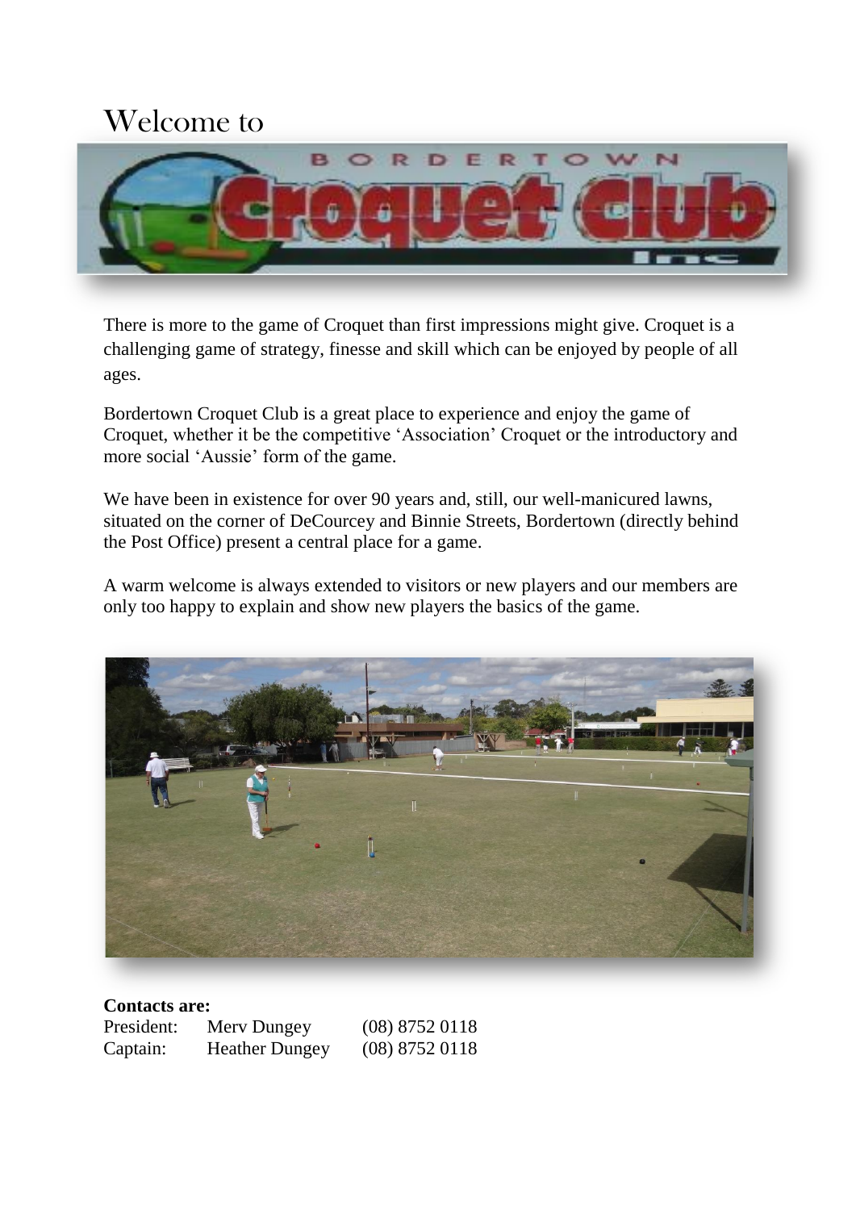# Welcome to

There is more to the game of Croquet than first impressions might give. Croquet is a challenging game of strategy, finesse and skill which can be enjoyed by people of all ages.

Bordertown Croquet Club is a great place to experience and enjoy the game of Croquet, whether it be the competitive 'Association' Croquet or the introductory and more social 'Aussie' form of the game.

We have been in existence for over 90 years and, still, our well-manicured lawns, situated on the corner of DeCourcey and Binnie Streets, Bordertown (directly behind the Post Office) present a central place for a game.

A warm welcome is always extended to visitors or new players and our members are only too happy to explain and show new players the basics of the game.

**Contacts are:**

| | | |
|---|---|---|
| President: | Merv Dungey | (08) 8752 0118 |
| Captain: | Heather Dungey | (08) 8752 0118 |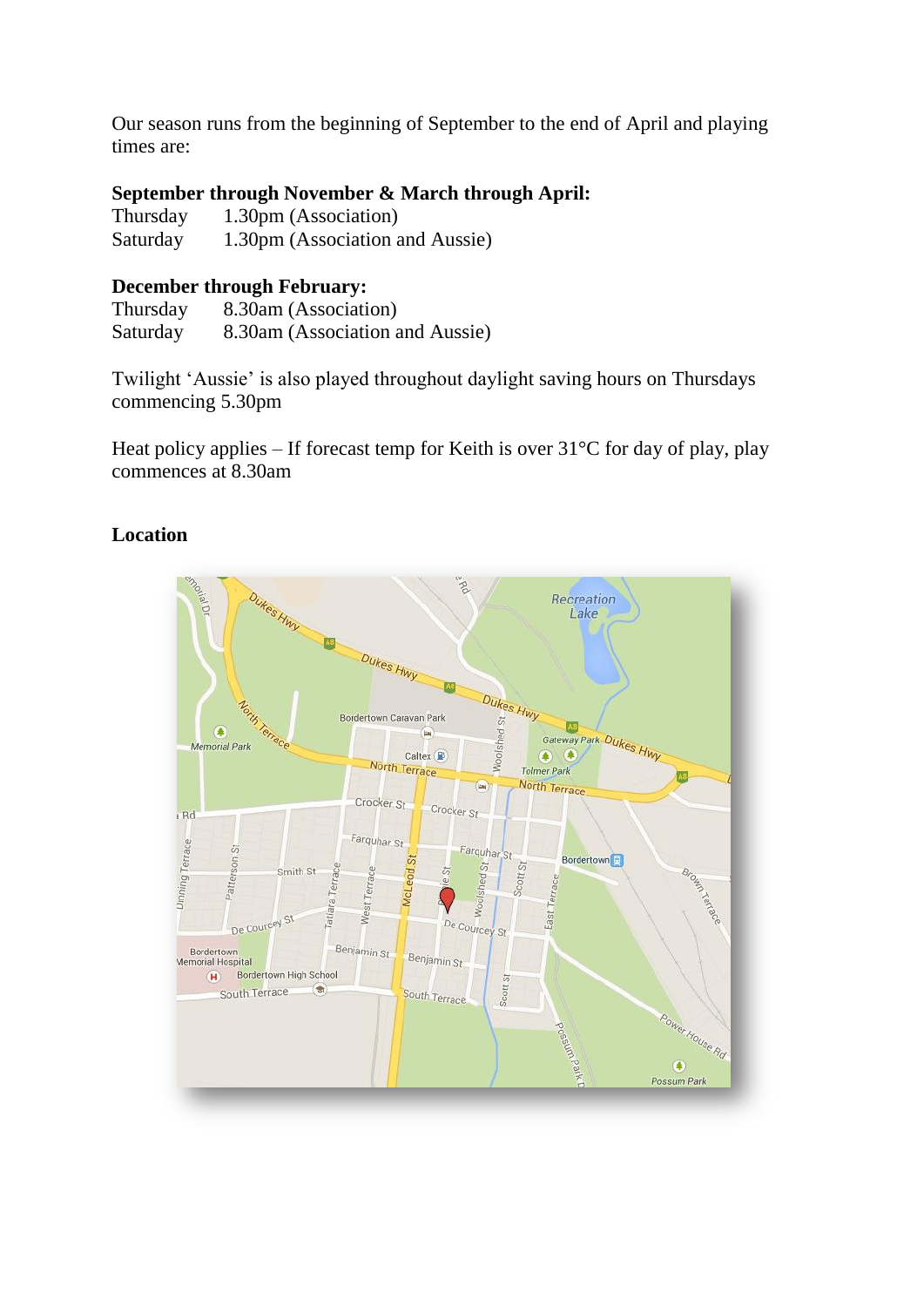Our season runs from the beginning of September to the end of April and playing times are:

**September through November & March through April:**

Thursday 1.30pm (Association)
Saturday 1.30pm (Association and Aussie)

**December through February:**

Thursday 8.30am (Association)
Saturday 8.30am (Association and Aussie)

Twilight 'Aussie' is also played throughout daylight saving hours on Thursdays commencing 5.30pm

Heat policy applies – If forecast temp for Keith is over 31°C for day of play, play commences at 8.30am

**Location**